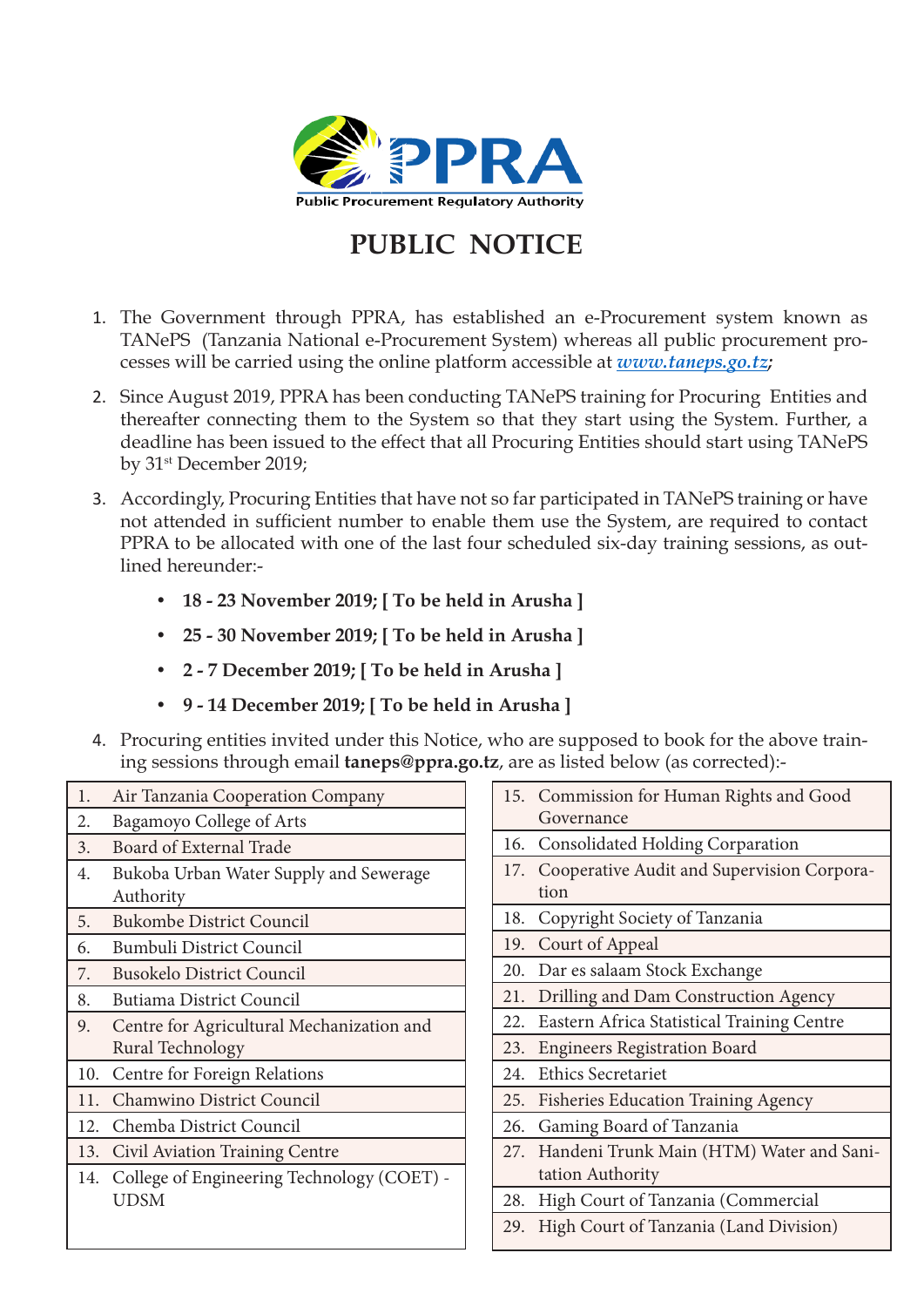PPRA

Public Procurement Regulatory Authority

# PUBLIC NOTICE

1. The Government through PPRA, has established an e-Procurement system known as TANePS (Tanzania National e-Procurement System) whereas all public procurement processes will be carried using the online platform accessible at ***www.taneps.go.tz;***

2. Since August 2019, PPRA has been conducting TANePS training for Procuring Entities and thereafter connecting them to the System so that they start using the System. Further, a deadline has been issued to the effect that all Procuring Entities should start using TANePS by 31st December 2019;

3. Accordingly, Procuring Entities that have not so far participated in TANePS training or have not attended in sufficient number to enable them use the System, are required to contact PPRA to be allocated with one of the last four scheduled six-day training sessions, as outlined hereunder:-

   - **18 - 23 November 2019; [ To be held in Arusha ]**
   - **25 - 30 November 2019; [ To be held in Arusha ]**
   - **2 - 7 December 2019; [ To be held in Arusha ]**
   - **9 - 14 December 2019; [ To be held in Arusha ]**

4. Procuring entities invited under this Notice, who are supposed to book for the above training sessions through email **taneps@ppra.go.tz**, are as listed below (as corrected):-

| No. | Procuring Entity |
|---|---|
| 1. | Air Tanzania Cooperation Company |
| 2. | Bagamoyo College of Arts |
| 3. | Board of External Trade |
| 4. | Bukoba Urban Water Supply and Sewerage Authority |
| 5. | Bukombe District Council |
| 6. | Bumbuli District Council |
| 7. | Busokelo District Council |
| 8. | Butiama District Council |
| 9. | Centre for Agricultural Mechanization and Rural Technology |
| 10. | Centre for Foreign Relations |
| 11. | Chamwino District Council |
| 12. | Chemba District Council |
| 13. | Civil Aviation Training Centre |
| 14. | College of Engineering Technology (COET) - UDSM |
| 15. | Commission for Human Rights and Good Governance |
| 16. | Consolidated Holding Corparation |
| 17. | Cooperative Audit and Supervision Corporation |
| 18. | Copyright Society of Tanzania |
| 19. | Court of Appeal |
| 20. | Dar es salaam Stock Exchange |
| 21. | Drilling and Dam Construction Agency |
| 22. | Eastern Africa Statistical Training Centre |
| 23. | Engineers Registration Board |
| 24. | Ethics Secretariet |
| 25. | Fisheries Education Training Agency |
| 26. | Gaming Board of Tanzania |
| 27. | Handeni Trunk Main (HTM) Water and Sanitation Authority |
| 28. | High Court of Tanzania (Commercial |
| 29. | High Court of Tanzania (Land Division) |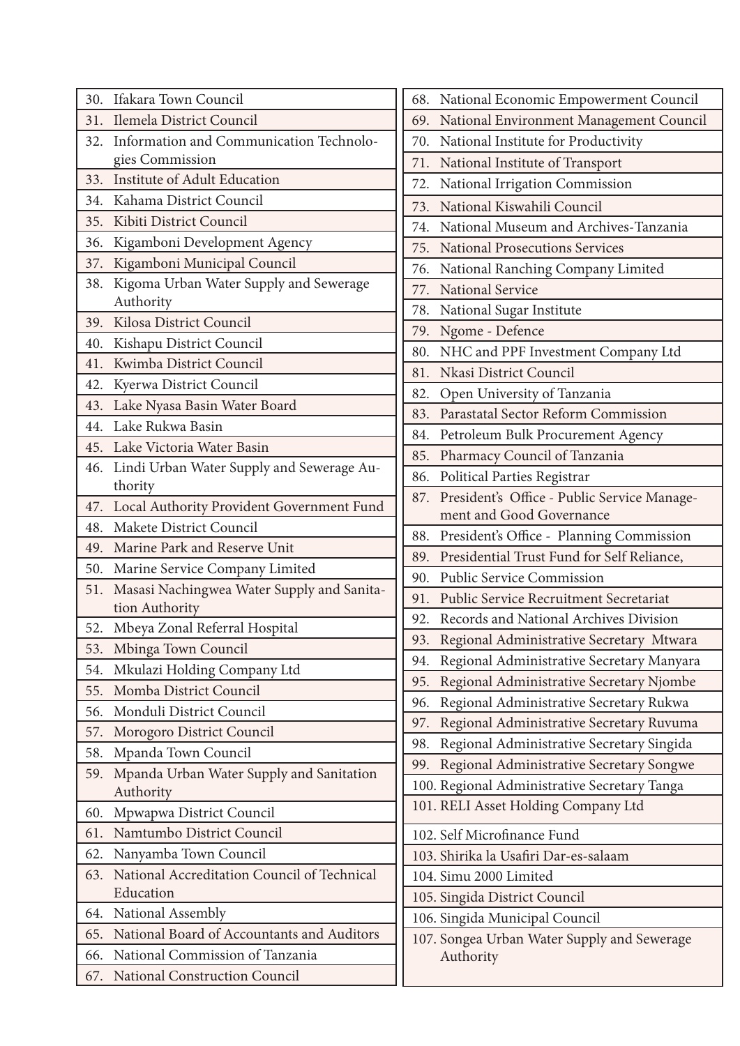30. Ifakara Town Council
31. Ilemela District Council
32. Information and Communication Technologies Commission
33. Institute of Adult Education
34. Kahama District Council
35. Kibiti District Council
36. Kigamboni Development Agency
37. Kigamboni Municipal Council
38. Kigoma Urban Water Supply and Sewerage Authority
39. Kilosa District Council
40. Kishapu District Council
41. Kwimba District Council
42. Kyerwa District Council
43. Lake Nyasa Basin Water Board
44. Lake Rukwa Basin
45. Lake Victoria Water Basin
46. Lindi Urban Water Supply and Sewerage Authority
47. Local Authority Provident Government Fund
48. Makete District Council
49. Marine Park and Reserve Unit
50. Marine Service Company Limited
51. Masasi Nachingwea Water Supply and Sanitation Authority
52. Mbeya Zonal Referral Hospital
53. Mbinga Town Council
54. Mkulazi Holding Company Ltd
55. Momba District Council
56. Monduli District Council
57. Morogoro District Council
58. Mpanda Town Council
59. Mpanda Urban Water Supply and Sanitation Authority
60. Mpwapwa District Council
61. Namtumbo District Council
62. Nanyamba Town Council
63. National Accreditation Council of Technical Education
64. National Assembly
65. National Board of Accountants and Auditors
66. National Commission of Tanzania
67. National Construction Council
68. National Economic Empowerment Council
69. National Environment Management Council
70. National Institute for Productivity
71. National Institute of Transport
72. National Irrigation Commission
73. National Kiswahili Council
74. National Museum and Archives-Tanzania
75. National Prosecutions Services
76. National Ranching Company Limited
77. National Service
78. National Sugar Institute
79. Ngome - Defence
80. NHC and PPF Investment Company Ltd
81. Nkasi District Council
82. Open University of Tanzania
83. Parastatal Sector Reform Commission
84. Petroleum Bulk Procurement Agency
85. Pharmacy Council of Tanzania
86. Political Parties Registrar
87. President's Office - Public Service Management and Good Governance
88. President's Office - Planning Commission
89. Presidential Trust Fund for Self Reliance,
90. Public Service Commission
91. Public Service Recruitment Secretariat
92. Records and National Archives Division
93. Regional Administrative Secretary Mtwara
94. Regional Administrative Secretary Manyara
95. Regional Administrative Secretary Njombe
96. Regional Administrative Secretary Rukwa
97. Regional Administrative Secretary Ruvuma
98. Regional Administrative Secretary Singida
99. Regional Administrative Secretary Songwe
100. Regional Administrative Secretary Tanga
101. RELI Asset Holding Company Ltd
102. Self Microfinance Fund
103. Shirika la Usafiri Dar-es-salaam
104. Simu 2000 Limited
105. Singida District Council
106. Singida Municipal Council
107. Songea Urban Water Supply and Sewerage Authority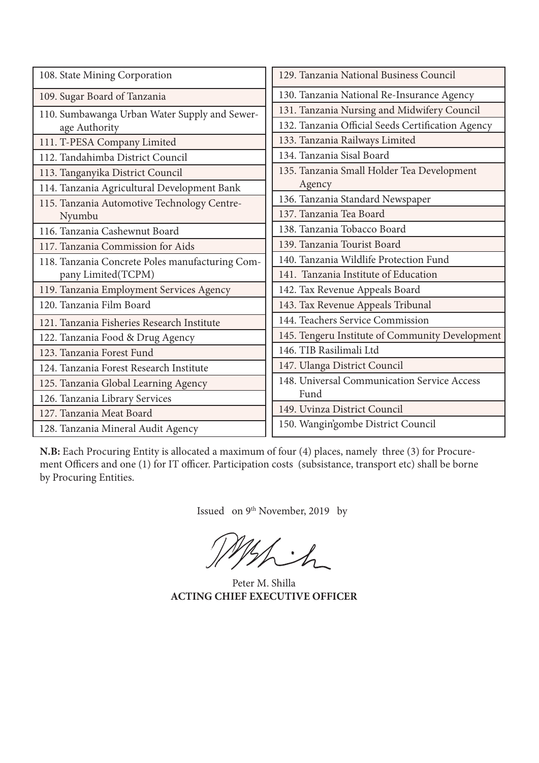| | |
|---|---|
| 108. State Mining Corporation | 129. Tanzania National Business Council |
| 109. Sugar Board of Tanzania | 130. Tanzania National Re-Insurance Agency |
| 110. Sumbawanga Urban Water Supply and Sewerage Authority | 131. Tanzania Nursing and Midwifery Council |
| 111. T-PESA Company Limited | 132. Tanzania Official Seeds Certification Agency |
| 112. Tandahimba District Council | 133. Tanzania Railways Limited |
| 113. Tanganyika District Council | 134. Tanzania Sisal Board |
| 114. Tanzania Agricultural Development Bank | 135. Tanzania Small Holder Tea Development Agency |
| 115. Tanzania Automotive Technology Centre-Nyumbu | 136. Tanzania Standard Newspaper |
| 116. Tanzania Cashewnut Board | 137. Tanzania Tea Board |
| 117. Tanzania Commission for Aids | 138. Tanzania Tobacco Board |
| 118. Tanzania Concrete Poles manufacturing Company Limited(TCPM) | 139. Tanzania Tourist Board |
| 119. Tanzania Employment Services Agency | 140. Tanzania Wildlife Protection Fund |
| 120. Tanzania Film Board | 141. Tanzania Institute of Education |
| 121. Tanzania Fisheries Research Institute | 142. Tax Revenue Appeals Board |
| 122. Tanzania Food & Drug Agency | 143. Tax Revenue Appeals Tribunal |
| 123. Tanzania Forest Fund | 144. Teachers Service Commission |
| 124. Tanzania Forest Research Institute | 145. Tengeru Institute of Community Development |
| 125. Tanzania Global Learning Agency | 146. TIB Rasilimali Ltd |
| 126. Tanzania Library Services | 147. Ulanga District Council |
| 127. Tanzania Meat Board | 148. Universal Communication Service Access Fund |
| 128. Tanzania Mineral Audit Agency | 149. Uvinza District Council |
| | 150. Wangin'gombe District Council |

**N.B:** Each Procuring Entity is allocated a maximum of four (4) places, namely three (3) for Procurement Officers and one (1) for IT officer. Participation costs (subsistance, transport etc) shall be borne by Procuring Entities.

Issued on 9th November, 2019 by

Peter M. Shilla
**ACTING CHIEF EXECUTIVE OFFICER**